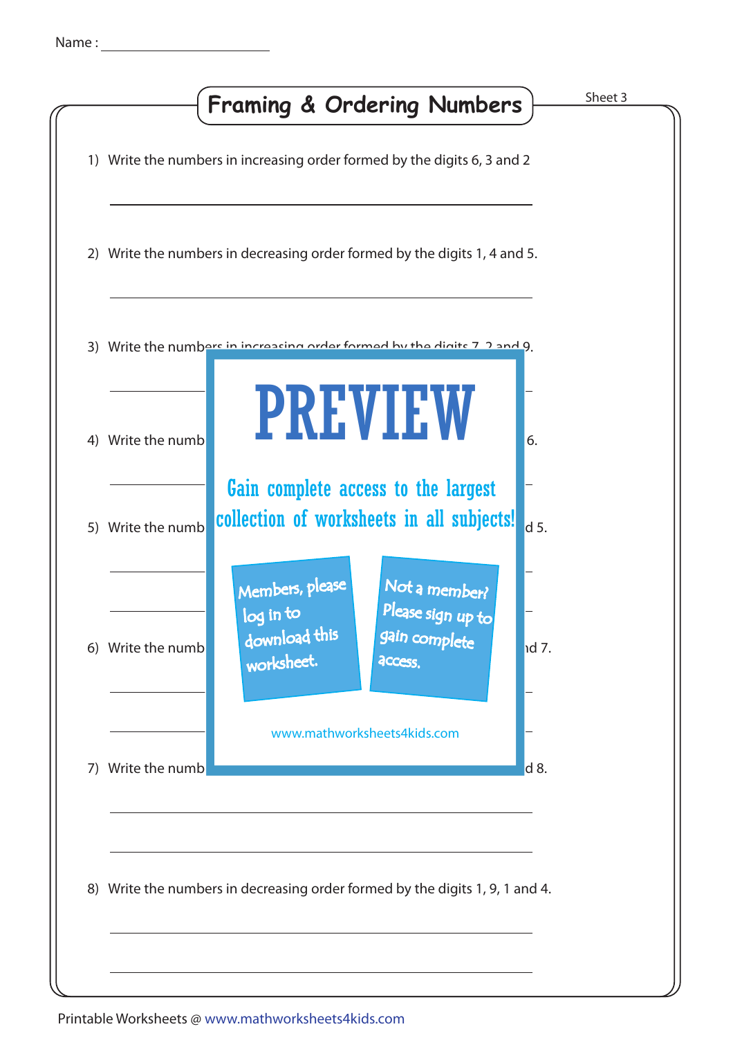Name : ______________________

# Framing & Ordering Numbers

Sheet 3

1) Write the numbers in increasing order formed by the digits 6, 3 and 2

______________________________________________

2) Write the numbers in decreasing order formed by the digits 1, 4 and 5.

______________________________________________

3) Write the numbers in increasing order formed by the digits 7, 2 and 9.

______________________________________________

4) Write the numb                                                                                6.

______________________________________________

5) Write the numb                                                                                d 5.

______________________________________________

______________________________________________

6) Write the numb                                                                                nd 7.

______________________________________________

______________________________________________

7) Write the numb                                                                                d 8.

______________________________________________

______________________________________________

8) Write the numbers in decreasing order formed by the digits 1, 9, 1 and 4.

______________________________________________

______________________________________________

**PREVIEW**

Gain complete access to the largest collection of worksheets in all subjects!

Members, please log in to download this worksheet.

Not a member? Please sign up to gain complete access.

www.mathworksheets4kids.com

Printable Worksheets @ www.mathworksheets4kids.com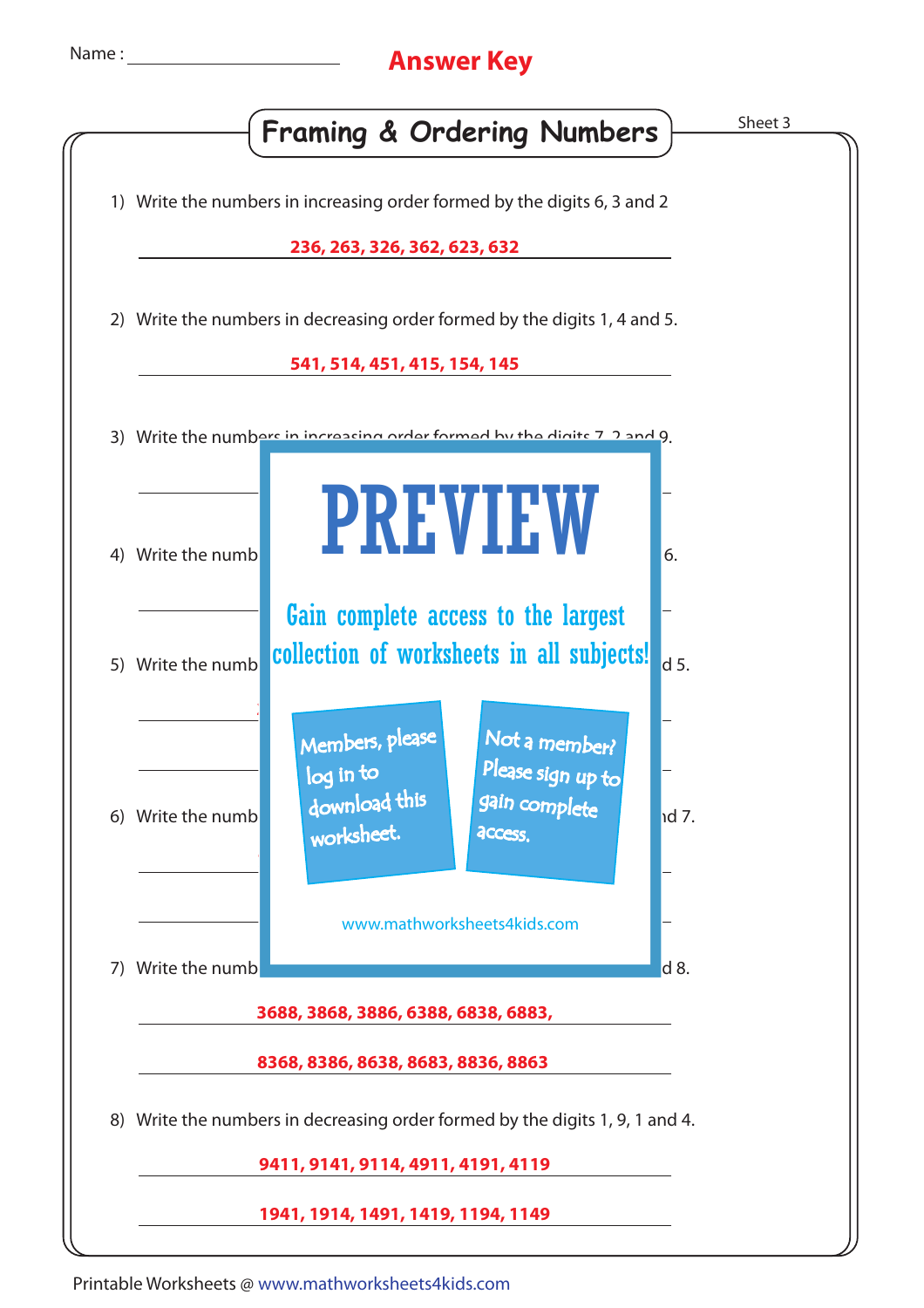Name : ____________________

**Answer Key**

# Framing & Ordering Numbers

Sheet 3

1) Write the numbers in increasing order formed by the digits 6, 3 and 2

**236, 263, 326, 362, 623, 632**

2) Write the numbers in decreasing order formed by the digits 1, 4 and 5.

**541, 514, 451, 415, 154, 145**

3) Write the numbers in increasing order formed by the digits 7, 2 and 9.

4) Write the numb 6.

5) Write the numb d 5.

6) Write the numb d 7.

7) Write the numb d 8.

**3688, 3868, 3886, 6388, 6838, 6883,**

**8368, 8386, 8638, 8683, 8836, 8863**

8) Write the numbers in decreasing order formed by the digits 1, 9, 1 and 4.

**9411, 9141, 9114, 4911, 4191, 4119**

**1941, 1914, 1491, 1419, 1194, 1149**

PREVIEW

Gain complete access to the largest collection of worksheets in all subjects!

Members, please log in to download this worksheet.

Not a member? Please sign up to gain complete access.

www.mathworksheets4kids.com

Printable Worksheets @ www.mathworksheets4kids.com